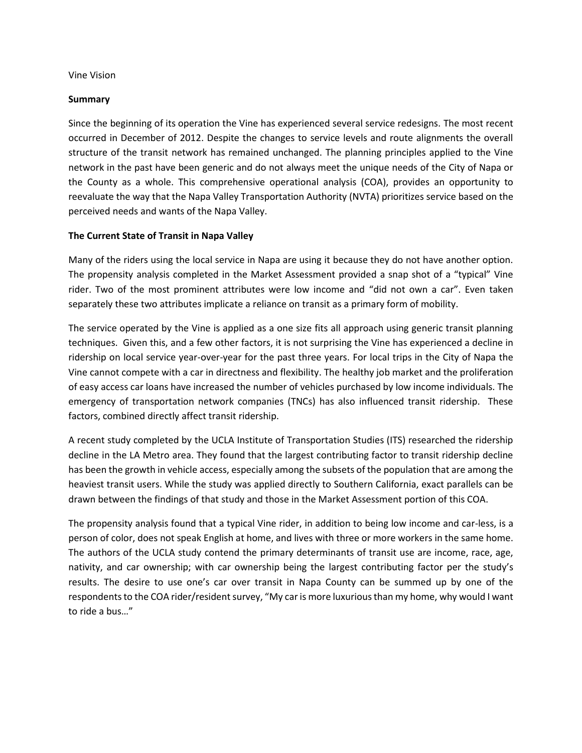Vine Vision

## Summary

Since the beginning of its operation the Vine has experienced several service redesigns. The most recent occurred in December of 2012. Despite the changes to service levels and route alignments the overall structure of the transit network has remained unchanged. The planning principles applied to the Vine network in the past have been generic and do not always meet the unique needs of the City of Napa or the County as a whole. This comprehensive operational analysis (COA), provides an opportunity to reevaluate the way that the Napa Valley Transportation Authority (NVTA) prioritizes service based on the perceived needs and wants of the Napa Valley.

## The Current State of Transit in Napa Valley

Many of the riders using the local service in Napa are using it because they do not have another option. The propensity analysis completed in the Market Assessment provided a snap shot of a "typical" Vine rider. Two of the most prominent attributes were low income and "did not own a car". Even taken separately these two attributes implicate a reliance on transit as a primary form of mobility.

The service operated by the Vine is applied as a one size fits all approach using generic transit planning techniques. Given this, and a few other factors, it is not surprising the Vine has experienced a decline in ridership on local service year-over-year for the past three years. For local trips in the City of Napa the Vine cannot compete with a car in directness and flexibility. The healthy job market and the proliferation of easy access car loans have increased the number of vehicles purchased by low income individuals. The emergency of transportation network companies (TNCs) has also influenced transit ridership. These factors, combined directly affect transit ridership.

A recent study completed by the UCLA Institute of Transportation Studies (ITS) researched the ridership decline in the LA Metro area. They found that the largest contributing factor to transit ridership decline has been the growth in vehicle access, especially among the subsets of the population that are among the heaviest transit users. While the study was applied directly to Southern California, exact parallels can be drawn between the findings of that study and those in the Market Assessment portion of this COA.

The propensity analysis found that a typical Vine rider, in addition to being low income and car-less, is a person of color, does not speak English at home, and lives with three or more workers in the same home. The authors of the UCLA study contend the primary determinants of transit use are income, race, age, nativity, and car ownership; with car ownership being the largest contributing factor per the study's results. The desire to use one's car over transit in Napa County can be summed up by one of the respondents to the COA rider/resident survey, "My car is more luxurious than my home, why would I want to ride a bus…"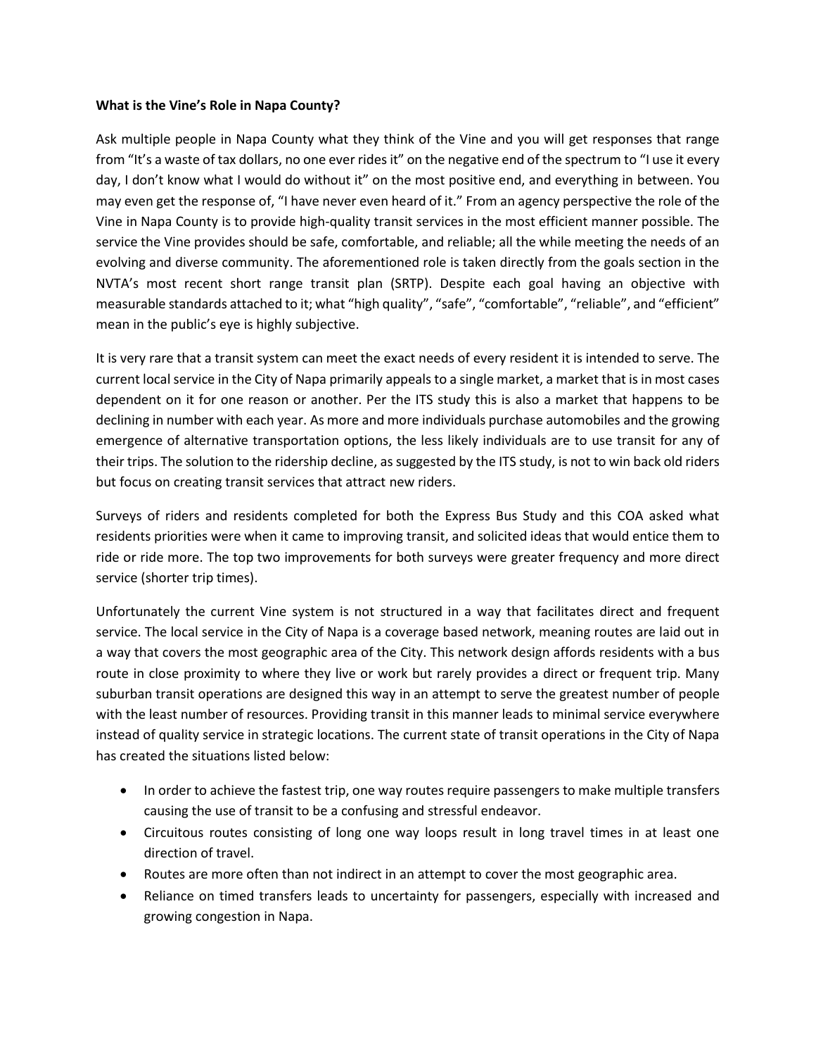**What is the Vine's Role in Napa County?**

Ask multiple people in Napa County what they think of the Vine and you will get responses that range from "It's a waste of tax dollars, no one ever rides it" on the negative end of the spectrum to "I use it every day, I don't know what I would do without it" on the most positive end, and everything in between. You may even get the response of, "I have never even heard of it." From an agency perspective the role of the Vine in Napa County is to provide high-quality transit services in the most efficient manner possible. The service the Vine provides should be safe, comfortable, and reliable; all the while meeting the needs of an evolving and diverse community. The aforementioned role is taken directly from the goals section in the NVTA's most recent short range transit plan (SRTP). Despite each goal having an objective with measurable standards attached to it; what "high quality", "safe", "comfortable", "reliable", and "efficient" mean in the public's eye is highly subjective.

It is very rare that a transit system can meet the exact needs of every resident it is intended to serve. The current local service in the City of Napa primarily appeals to a single market, a market that is in most cases dependent on it for one reason or another. Per the ITS study this is also a market that happens to be declining in number with each year. As more and more individuals purchase automobiles and the growing emergence of alternative transportation options, the less likely individuals are to use transit for any of their trips. The solution to the ridership decline, as suggested by the ITS study, is not to win back old riders but focus on creating transit services that attract new riders.

Surveys of riders and residents completed for both the Express Bus Study and this COA asked what residents priorities were when it came to improving transit, and solicited ideas that would entice them to ride or ride more. The top two improvements for both surveys were greater frequency and more direct service (shorter trip times).

Unfortunately the current Vine system is not structured in a way that facilitates direct and frequent service. The local service in the City of Napa is a coverage based network, meaning routes are laid out in a way that covers the most geographic area of the City. This network design affords residents with a bus route in close proximity to where they live or work but rarely provides a direct or frequent trip. Many suburban transit operations are designed this way in an attempt to serve the greatest number of people with the least number of resources. Providing transit in this manner leads to minimal service everywhere instead of quality service in strategic locations. The current state of transit operations in the City of Napa has created the situations listed below:

- In order to achieve the fastest trip, one way routes require passengers to make multiple transfers causing the use of transit to be a confusing and stressful endeavor.
- Circuitous routes consisting of long one way loops result in long travel times in at least one direction of travel.
- Routes are more often than not indirect in an attempt to cover the most geographic area.
- Reliance on timed transfers leads to uncertainty for passengers, especially with increased and growing congestion in Napa.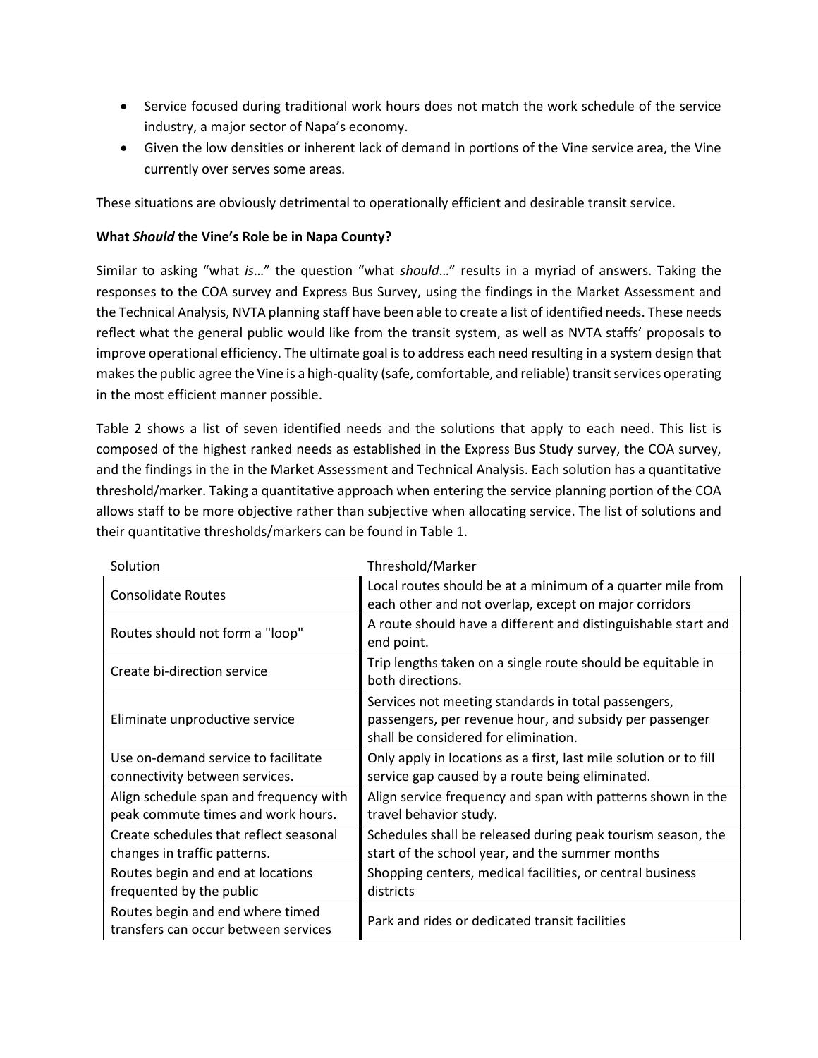- Service focused during traditional work hours does not match the work schedule of the service industry, a major sector of Napa's economy.
- Given the low densities or inherent lack of demand in portions of the Vine service area, the Vine currently over serves some areas.

These situations are obviously detrimental to operationally efficient and desirable transit service.

**What *Should* the Vine's Role be in Napa County?**

Similar to asking "what *is*…" the question "what *should*…" results in a myriad of answers. Taking the responses to the COA survey and Express Bus Survey, using the findings in the Market Assessment and the Technical Analysis, NVTA planning staff have been able to create a list of identified needs. These needs reflect what the general public would like from the transit system, as well as NVTA staffs' proposals to improve operational efficiency. The ultimate goal is to address each need resulting in a system design that makes the public agree the Vine is a high-quality (safe, comfortable, and reliable) transit services operating in the most efficient manner possible.

Table 2 shows a list of seven identified needs and the solutions that apply to each need. This list is composed of the highest ranked needs as established in the Express Bus Study survey, the COA survey, and the findings in the in the Market Assessment and Technical Analysis. Each solution has a quantitative threshold/marker. Taking a quantitative approach when entering the service planning portion of the COA allows staff to be more objective rather than subjective when allocating service. The list of solutions and their quantitative thresholds/markers can be found in Table 1.

| Solution | Threshold/Marker |
|---|---|
| Consolidate Routes | Local routes should be at a minimum of a quarter mile from each other and not overlap, except on major corridors |
| Routes should not form a "loop" | A route should have a different and distinguishable start and end point. |
| Create bi-direction service | Trip lengths taken on a single route should be equitable in both directions. |
| Eliminate unproductive service | Services not meeting standards in total passengers, passengers, per revenue hour, and subsidy per passenger shall be considered for elimination. |
| Use on-demand service to facilitate connectivity between services. | Only apply in locations as a first, last mile solution or to fill service gap caused by a route being eliminated. |
| Align schedule span and frequency with peak commute times and work hours. | Align service frequency and span with patterns shown in the travel behavior study. |
| Create schedules that reflect seasonal changes in traffic patterns. | Schedules shall be released during peak tourism season, the start of the school year, and the summer months |
| Routes begin and end at locations frequented by the public | Shopping centers, medical facilities, or central business districts |
| Routes begin and end where timed transfers can occur between services | Park and rides or dedicated transit facilities |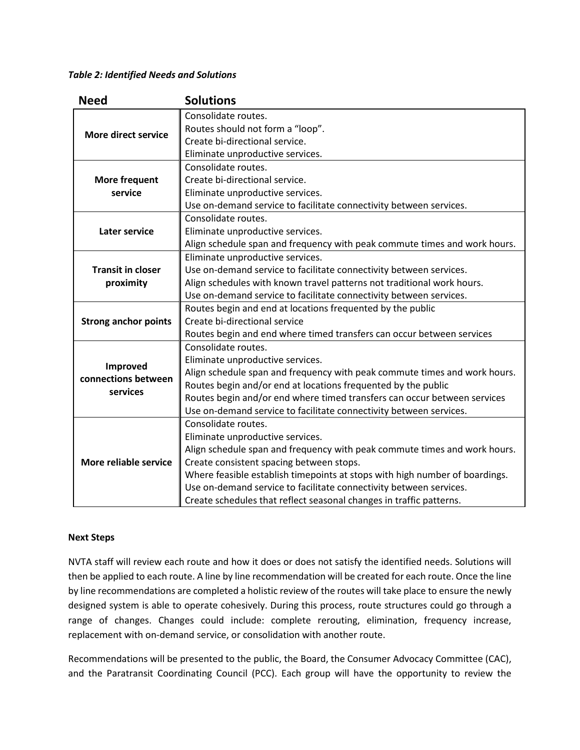*Table 2: Identified Needs and Solutions*

| Need | Solutions |
|---|---|
| **More direct service** | Consolidate routes.<br>Routes should not form a "loop".<br>Create bi-directional service.<br>Eliminate unproductive services. |
| **More frequent service** | Consolidate routes.<br>Create bi-directional service.<br>Eliminate unproductive services.<br>Use on-demand service to facilitate connectivity between services. |
| **Later service** | Consolidate routes.<br>Eliminate unproductive services.<br>Align schedule span and frequency with peak commute times and work hours. |
| **Transit in closer proximity** | Eliminate unproductive services.<br>Use on-demand service to facilitate connectivity between services.<br>Align schedules with known travel patterns not traditional work hours.<br>Use on-demand service to facilitate connectivity between services. |
| **Strong anchor points** | Routes begin and end at locations frequented by the public<br>Create bi-directional service<br>Routes begin and end where timed transfers can occur between services |
| **Improved connections between services** | Consolidate routes.<br>Eliminate unproductive services.<br>Align schedule span and frequency with peak commute times and work hours.<br>Routes begin and/or end at locations frequented by the public<br>Routes begin and/or end where timed transfers can occur between services<br>Use on-demand service to facilitate connectivity between services. |
| **More reliable service** | Consolidate routes.<br>Eliminate unproductive services.<br>Align schedule span and frequency with peak commute times and work hours.<br>Create consistent spacing between stops.<br>Where feasible establish timepoints at stops with high number of boardings.<br>Use on-demand service to facilitate connectivity between services.<br>Create schedules that reflect seasonal changes in traffic patterns. |

**Next Steps**

NVTA staff will review each route and how it does or does not satisfy the identified needs. Solutions will then be applied to each route. A line by line recommendation will be created for each route. Once the line by line recommendations are completed a holistic review of the routes will take place to ensure the newly designed system is able to operate cohesively. During this process, route structures could go through a range of changes. Changes could include: complete rerouting, elimination, frequency increase, replacement with on-demand service, or consolidation with another route.

Recommendations will be presented to the public, the Board, the Consumer Advocacy Committee (CAC), and the Paratransit Coordinating Council (PCC). Each group will have the opportunity to review the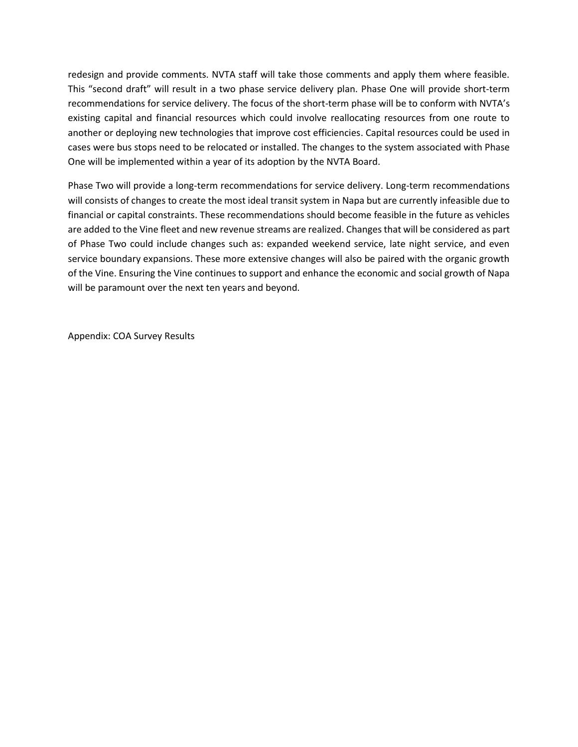redesign and provide comments. NVTA staff will take those comments and apply them where feasible. This "second draft" will result in a two phase service delivery plan. Phase One will provide short-term recommendations for service delivery. The focus of the short-term phase will be to conform with NVTA's existing capital and financial resources which could involve reallocating resources from one route to another or deploying new technologies that improve cost efficiencies. Capital resources could be used in cases were bus stops need to be relocated or installed. The changes to the system associated with Phase One will be implemented within a year of its adoption by the NVTA Board.

Phase Two will provide a long-term recommendations for service delivery. Long-term recommendations will consists of changes to create the most ideal transit system in Napa but are currently infeasible due to financial or capital constraints. These recommendations should become feasible in the future as vehicles are added to the Vine fleet and new revenue streams are realized. Changes that will be considered as part of Phase Two could include changes such as: expanded weekend service, late night service, and even service boundary expansions. These more extensive changes will also be paired with the organic growth of the Vine. Ensuring the Vine continues to support and enhance the economic and social growth of Napa will be paramount over the next ten years and beyond.

Appendix: COA Survey Results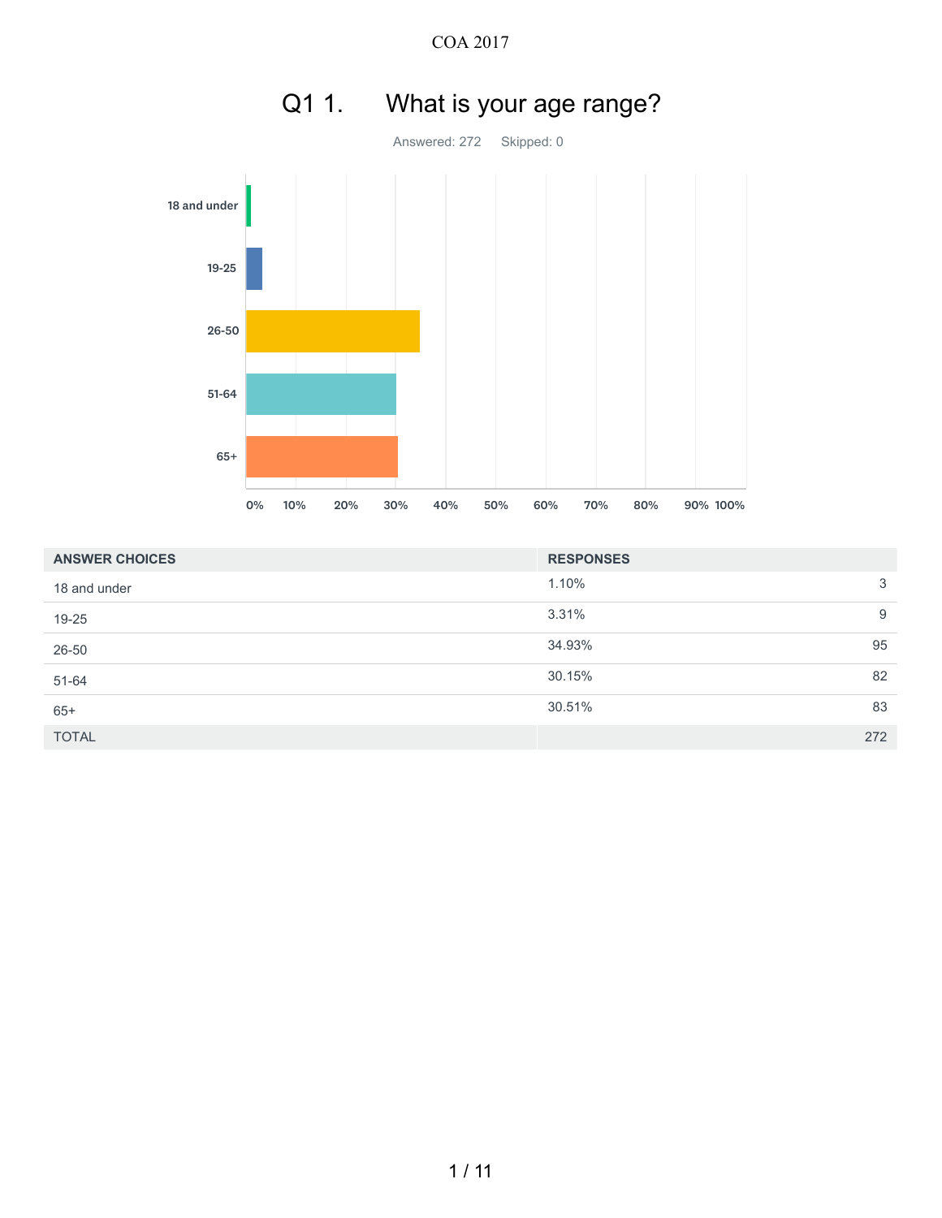# Q1 1. What is your age range?

Answered: 272 Skipped: 0

| ANSWER CHOICES | RESPONSES | |
|---|---|---|
| 18 and under | 1.10% | 3 |
| 19-25 | 3.31% | 9 |
| 26-50 | 34.93% | 95 |
| 51-64 | 30.15% | 82 |
| 65+ | 30.51% | 83 |
| TOTAL | | 272 |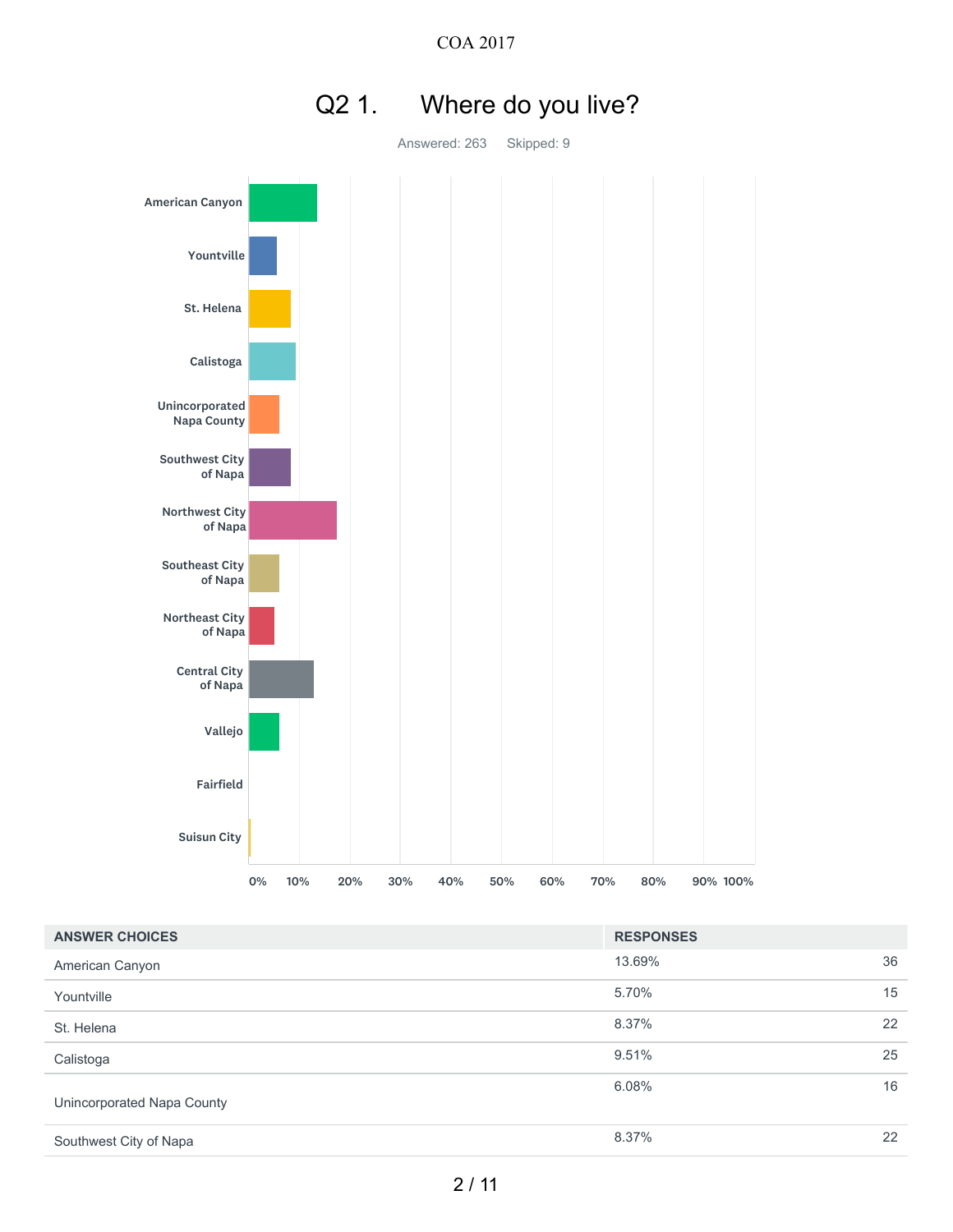## Q2 1. Where do you live?

Answered: 263 Skipped: 9

| ANSWER CHOICES | RESPONSES | |
|---|---|---|
| American Canyon | 13.69% | 36 |
| Yountville | 5.70% | 15 |
| St. Helena | 8.37% | 22 |
| Calistoga | 9.51% | 25 |
| Unincorporated Napa County | 6.08% | 16 |
| Southwest City of Napa | 8.37% | 22 |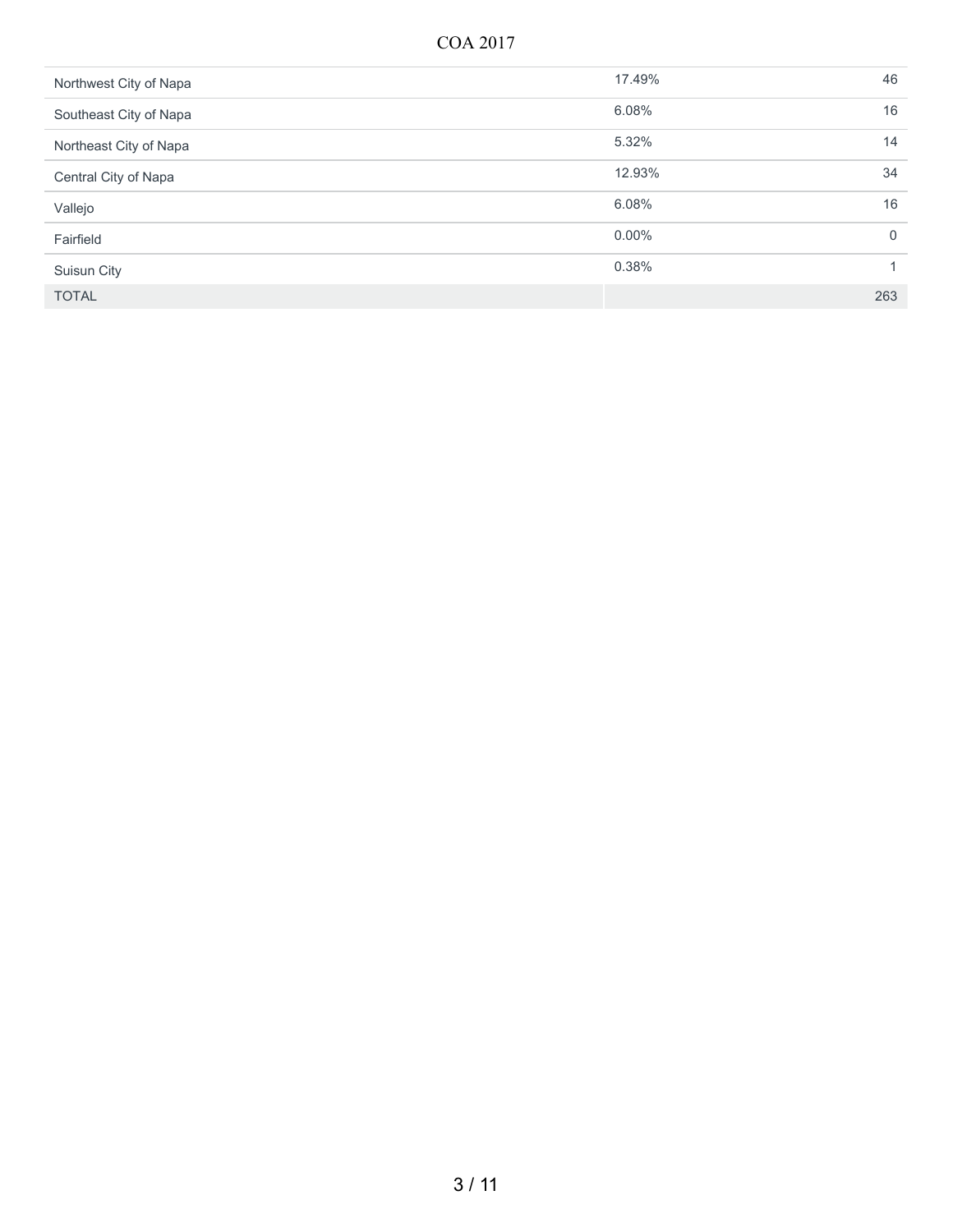| | | |
|---|---|---|
| Northwest City of Napa | 17.49% | 46 |
| Southeast City of Napa | 6.08% | 16 |
| Northeast City of Napa | 5.32% | 14 |
| Central City of Napa | 12.93% | 34 |
| Vallejo | 6.08% | 16 |
| Fairfield | 0.00% | 0 |
| Suisun City | 0.38% | 1 |
| TOTAL | | 263 |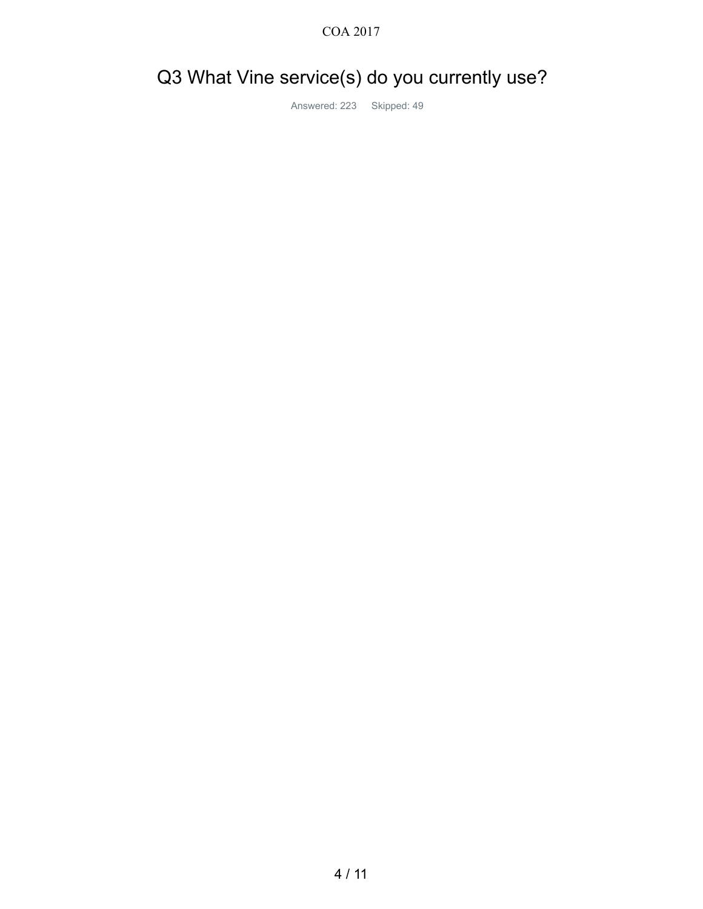# Q3 What Vine service(s) do you currently use?

Answered: 223 Skipped: 49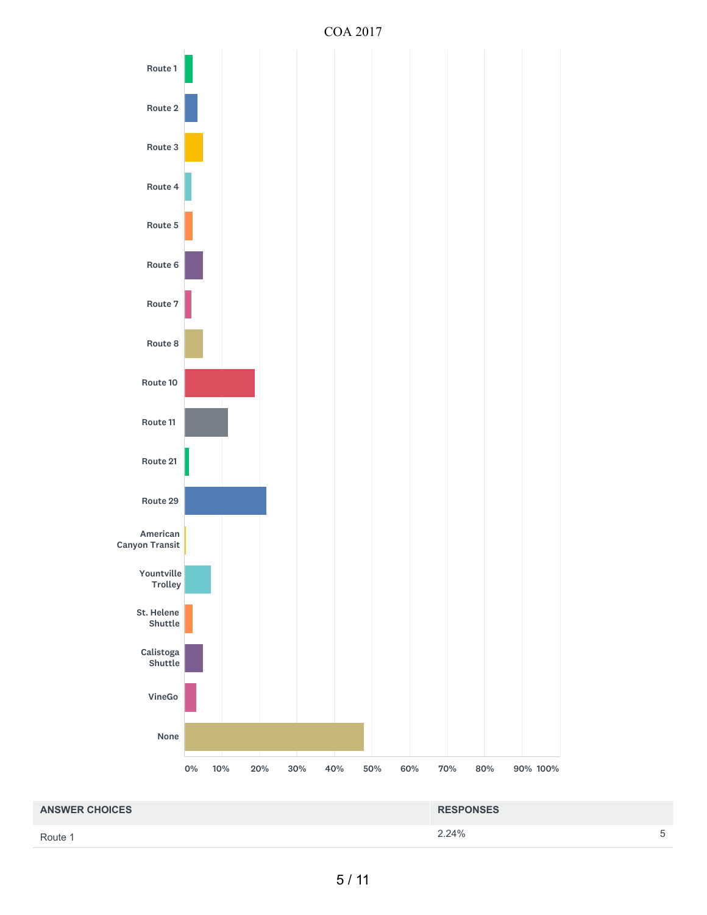COA 2017

Route 1

Route 2

Route 3

Route 4

Route 5

Route 6

Route 7

Route 8

Route 10

Route 11

Route 21

Route 29

American Canyon Transit

Yountville Trolley

St. Helene Shuttle

Calistoga Shuttle

VineGo

None

0% 10% 20% 30% 40% 50% 60% 70% 80% 90% 100%

| ANSWER CHOICES | RESPONSES | |
|---|---|---|
| Route 1 | 2.24% | 5 |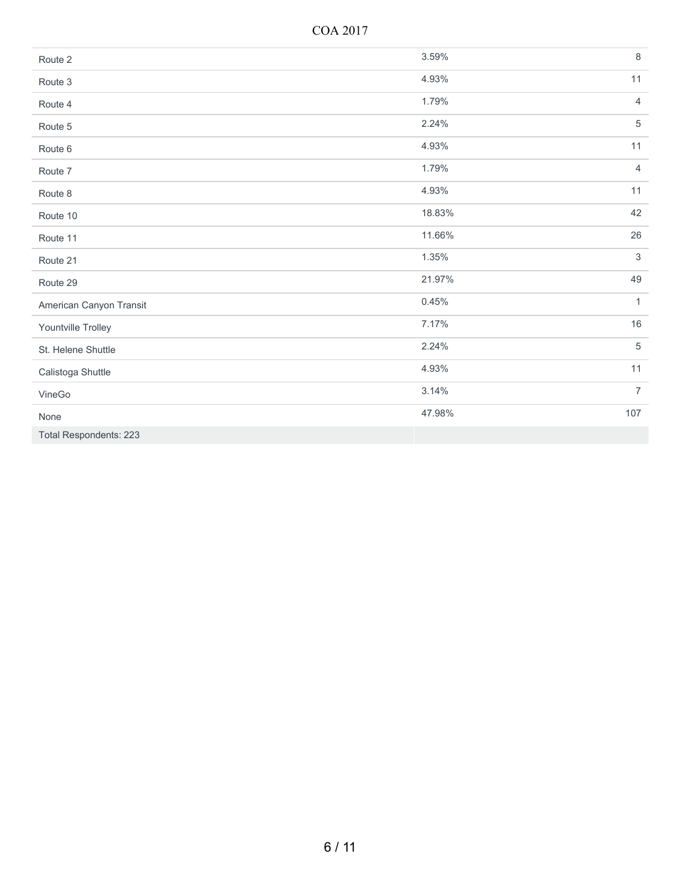| | | |
|---|---|---|
| Route 2 | 3.59% | 8 |
| Route 3 | 4.93% | 11 |
| Route 4 | 1.79% | 4 |
| Route 5 | 2.24% | 5 |
| Route 6 | 4.93% | 11 |
| Route 7 | 1.79% | 4 |
| Route 8 | 4.93% | 11 |
| Route 10 | 18.83% | 42 |
| Route 11 | 11.66% | 26 |
| Route 21 | 1.35% | 3 |
| Route 29 | 21.97% | 49 |
| American Canyon Transit | 0.45% | 1 |
| Yountville Trolley | 7.17% | 16 |
| St. Helene Shuttle | 2.24% | 5 |
| Calistoga Shuttle | 4.93% | 11 |
| VineGo | 3.14% | 7 |
| None | 47.98% | 107 |
| Total Respondents: 223 | | |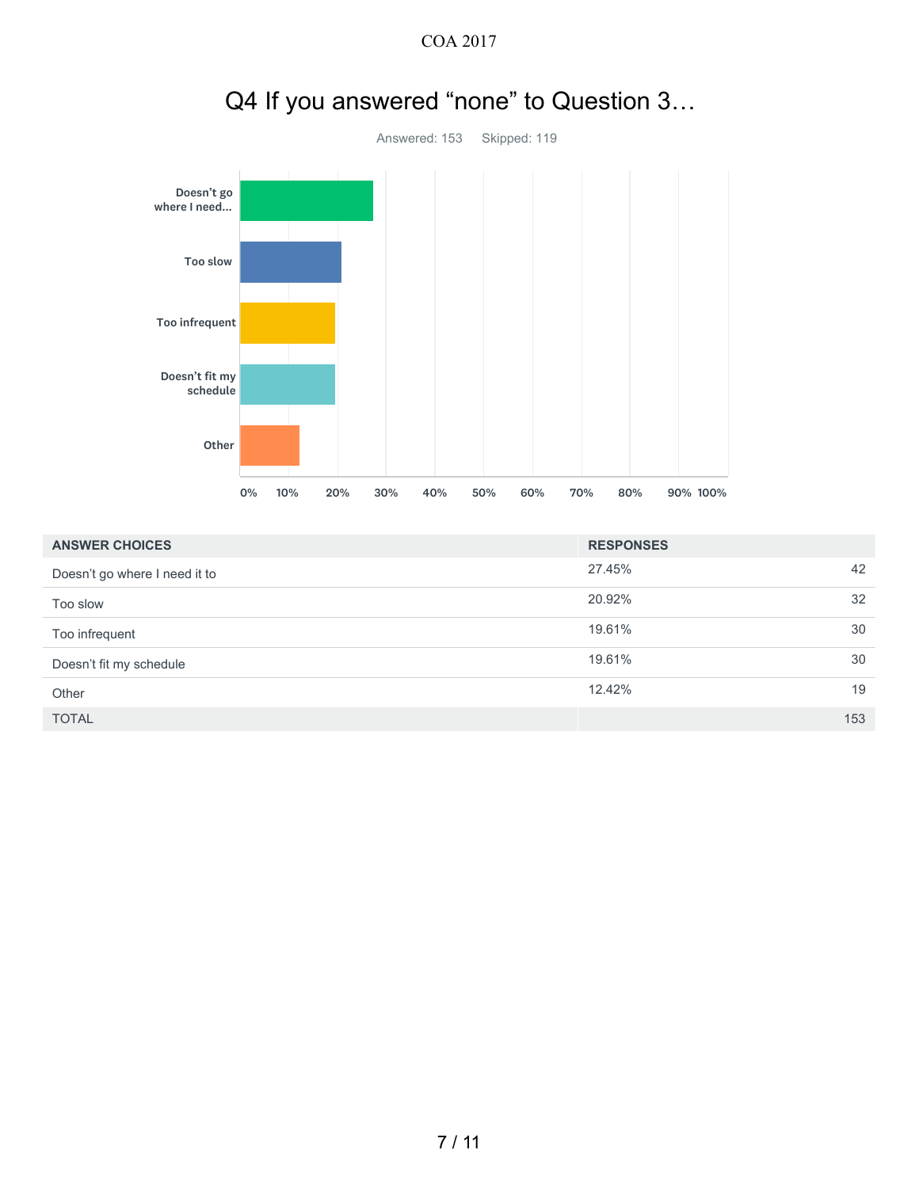## Q4 If you answered “none” to Question 3…

Answered: 153 Skipped: 119

| ANSWER CHOICES | RESPONSES | |
|---|---|---|
| Doesn’t go where I need it to | 27.45% | 42 |
| Too slow | 20.92% | 32 |
| Too infrequent | 19.61% | 30 |
| Doesn’t fit my schedule | 19.61% | 30 |
| Other | 12.42% | 19 |
| TOTAL | | 153 |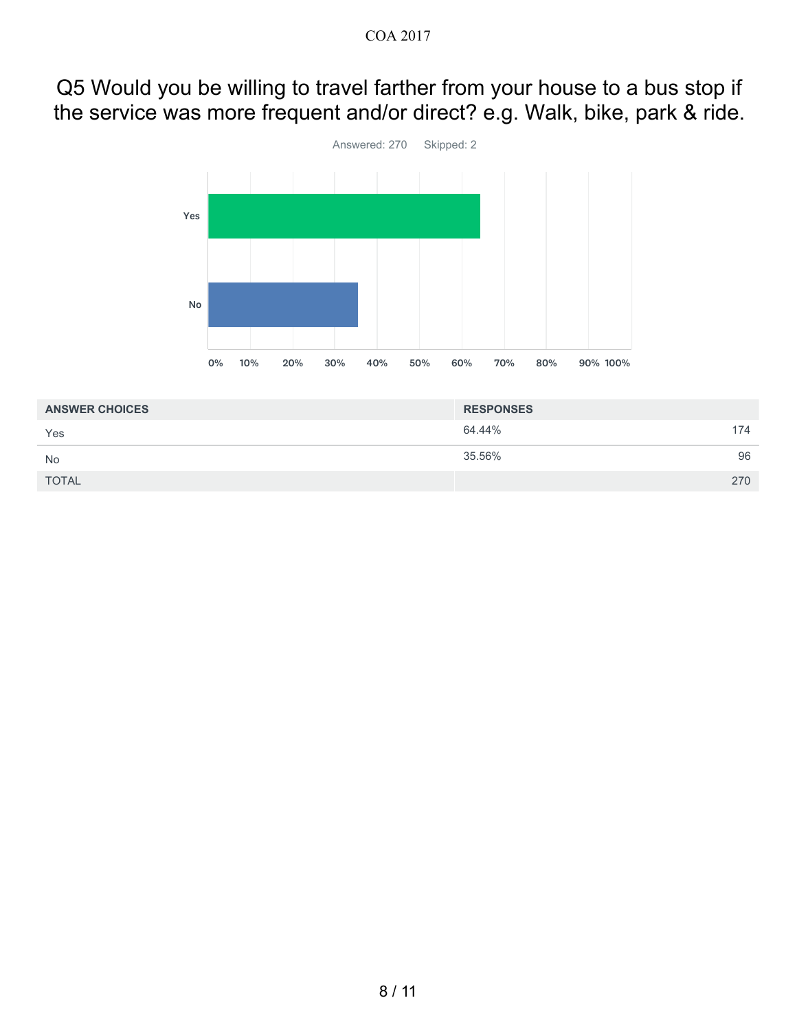## Q5 Would you be willing to travel farther from your house to a bus stop if the service was more frequent and/or direct? e.g. Walk, bike, park & ride.

Answered: 270 Skipped: 2

| ANSWER CHOICES | RESPONSES | |
|---|---|---|
| Yes | 64.44% | 174 |
| No | 35.56% | 96 |
| TOTAL | | 270 |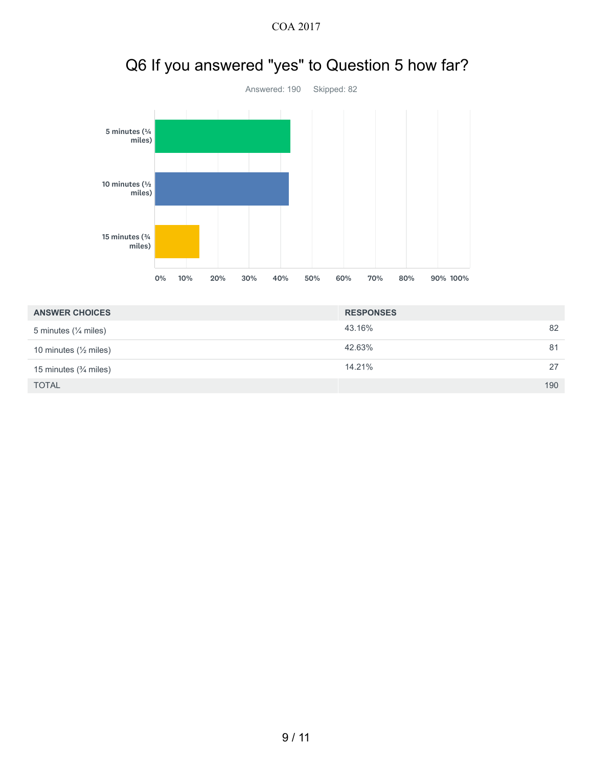## Q6 If you answered "yes" to Question 5 how far?

Answered: 190 Skipped: 82

| ANSWER CHOICES | RESPONSES | |
|---|---|---|
| 5 minutes (¼ miles) | 43.16% | 82 |
| 10 minutes (½ miles) | 42.63% | 81 |
| 15 minutes (¾ miles) | 14.21% | 27 |
| TOTAL | | 190 |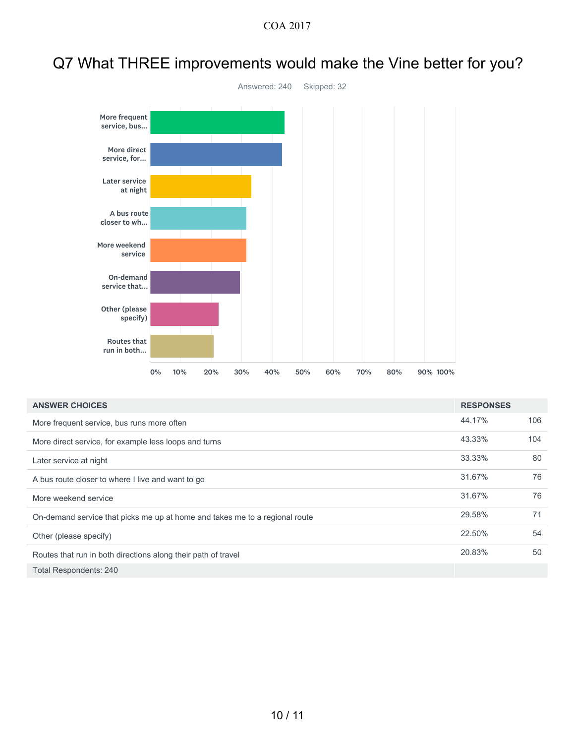# Q7 What THREE improvements would make the Vine better for you?

Answered: 240 Skipped: 32

| ANSWER CHOICES | RESPONSES | |
|---|---|---|
| More frequent service, bus runs more often | 44.17% | 106 |
| More direct service, for example less loops and turns | 43.33% | 104 |
| Later service at night | 33.33% | 80 |
| A bus route closer to where I live and want to go | 31.67% | 76 |
| More weekend service | 31.67% | 76 |
| On-demand service that picks me up at home and takes me to a regional route | 29.58% | 71 |
| Other (please specify) | 22.50% | 54 |
| Routes that run in both directions along their path of travel | 20.83% | 50 |
| Total Respondents: 240 | | |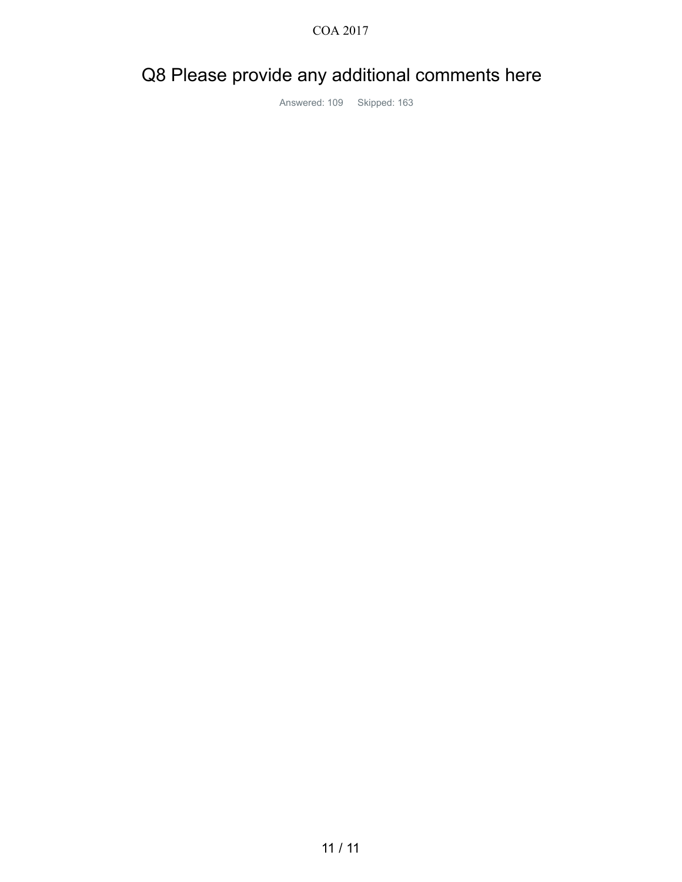# Q8 Please provide any additional comments here

Answered: 109 Skipped: 163